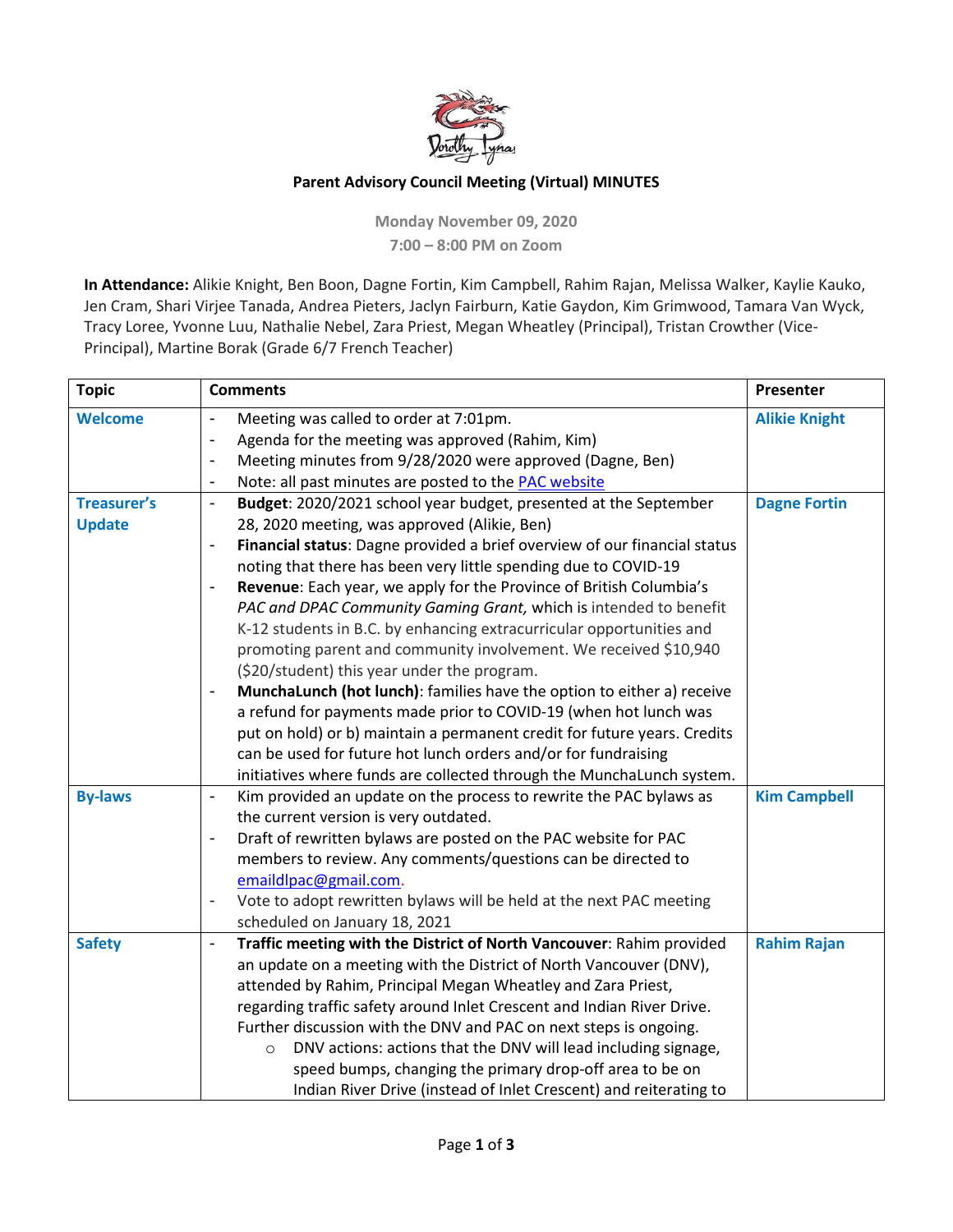**Parent Advisory Council Meeting (Virtual) MINUTES**

Monday November 09, 2020
7:00 – 8:00 PM on Zoom

**In Attendance:** Alikie Knight, Ben Boon, Dagne Fortin, Kim Campbell, Rahim Rajan, Melissa Walker, Kaylie Kauko, Jen Cram, Shari Virjee Tanada, Andrea Pieters, Jaclyn Fairburn, Katie Gaydon, Kim Grimwood, Tamara Van Wyck, Tracy Loree, Yvonne Luu, Nathalie Nebel, Zara Priest, Megan Wheatley (Principal), Tristan Crowther (Vice-Principal), Martine Borak (Grade 6/7 French Teacher)

| Topic | Comments | Presenter |
|---|---|---|
| Welcome | - Meeting was called to order at 7:01pm.<br>- Agenda for the meeting was approved (Rahim, Kim)<br>- Meeting minutes from 9/28/2020 were approved (Dagne, Ben)<br>- Note: all past minutes are posted to the PAC website | Alikie Knight |
| Treasurer's Update | - **Budget**: 2020/2021 school year budget, presented at the September 28, 2020 meeting, was approved (Alikie, Ben)<br>- **Financial status**: Dagne provided a brief overview of our financial status noting that there has been very little spending due to COVID-19<br>- **Revenue**: Each year, we apply for the Province of British Columbia's *PAC and DPAC Community Gaming Grant,* which is intended to benefit K-12 students in B.C. by enhancing extracurricular opportunities and promoting parent and community involvement. We received $10,940 ($20/student) this year under the program.<br>- **MunchaLunch (hot lunch)**: families have the option to either a) receive a refund for payments made prior to COVID-19 (when hot lunch was put on hold) or b) maintain a permanent credit for future years. Credits can be used for future hot lunch orders and/or for fundraising initiatives where funds are collected through the MunchaLunch system. | Dagne Fortin |
| By-laws | - Kim provided an update on the process to rewrite the PAC bylaws as the current version is very outdated.<br>- Draft of rewritten bylaws are posted on the PAC website for PAC members to review. Any comments/questions can be directed to emaildlpac@gmail.com.<br>- Vote to adopt rewritten bylaws will be held at the next PAC meeting scheduled on January 18, 2021 | Kim Campbell |
| Safety | - **Traffic meeting with the District of North Vancouver**: Rahim provided an update on a meeting with the District of North Vancouver (DNV), attended by Rahim, Principal Megan Wheatley and Zara Priest, regarding traffic safety around Inlet Crescent and Indian River Drive. Further discussion with the DNV and PAC on next steps is ongoing.<br>&nbsp;&nbsp;&nbsp;&nbsp;○ DNV actions: actions that the DNV will lead including signage, speed bumps, changing the primary drop-off area to be on Indian River Drive (instead of Inlet Crescent) and reiterating to | Rahim Rajan |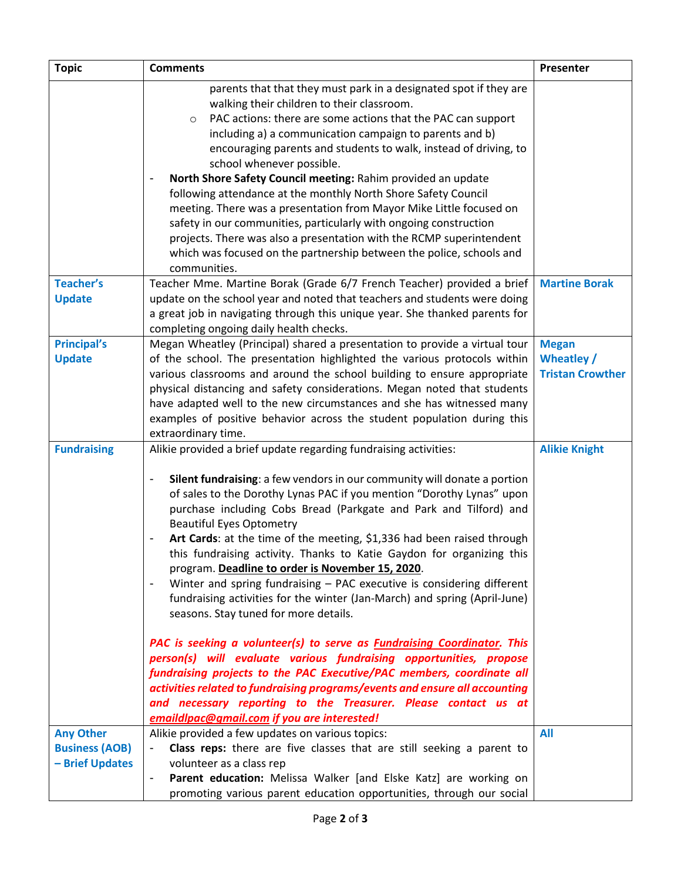| Topic | Comments | Presenter |
|---|---|---|
| | parents that that they must park in a designated spot if they are walking their children to their classroom.<br>○ PAC actions: there are some actions that the PAC can support including a) a communication campaign to parents and b) encouraging parents and students to walk, instead of driving, to school whenever possible.<br>- **North Shore Safety Council meeting:** Rahim provided an update following attendance at the monthly North Shore Safety Council meeting. There was a presentation from Mayor Mike Little focused on safety in our communities, particularly with ongoing construction projects. There was also a presentation with the RCMP superintendent which was focused on the partnership between the police, schools and communities. | |
| **Teacher's Update** | Teacher Mme. Martine Borak (Grade 6/7 French Teacher) provided a brief update on the school year and noted that teachers and students were doing a great job in navigating through this unique year. She thanked parents for completing ongoing daily health checks. | **Martine Borak** |
| **Principal's Update** | Megan Wheatley (Principal) shared a presentation to provide a virtual tour of the school. The presentation highlighted the various protocols within various classrooms and around the school building to ensure appropriate physical distancing and safety considerations. Megan noted that students have adapted well to the new circumstances and she has witnessed many examples of positive behavior across the student population during this extraordinary time. | **Megan Wheatley / Tristan Crowther** |
| **Fundraising** | Alikie provided a brief update regarding fundraising activities:<br><br>- **Silent fundraising**: a few vendors in our community will donate a portion of sales to the Dorothy Lynas PAC if you mention "Dorothy Lynas" upon purchase including Cobs Bread (Parkgate and Park and Tilford) and Beautiful Eyes Optometry<br>- **Art Cards**: at the time of the meeting, $1,336 had been raised through this fundraising activity. Thanks to Katie Gaydon for organizing this program. **Deadline to order is November 15, 2020**.<br>- Winter and spring fundraising – PAC executive is considering different fundraising activities for the winter (Jan-March) and spring (April-June) seasons. Stay tuned for more details.<br><br>***PAC is seeking a volunteer(s) to serve as Fundraising Coordinator. This person(s) will evaluate various fundraising opportunities, propose fundraising projects to the PAC Executive/PAC members, coordinate all activities related to fundraising programs/events and ensure all accounting and necessary reporting to the Treasurer. Please contact us at emaildlpac@gmail.com if you are interested!*** | **Alikie Knight** |
| **Any Other Business (AOB) – Brief Updates** | Alikie provided a few updates on various topics:<br>- **Class reps:** there are five classes that are still seeking a parent to volunteer as a class rep<br>- **Parent education:** Melissa Walker [and Elske Katz] are working on promoting various parent education opportunities, through our social | **All** |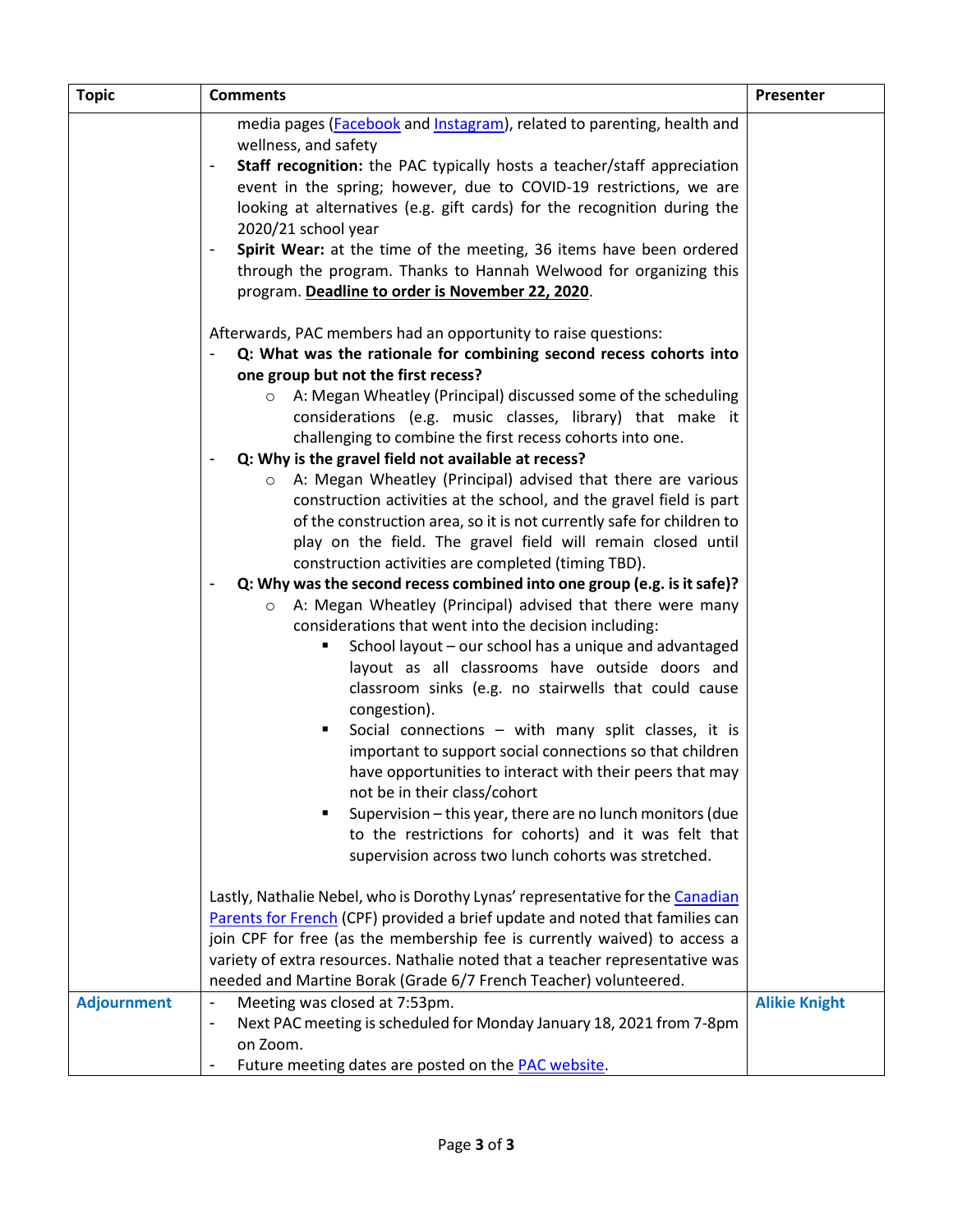| Topic | Comments | Presenter |
|---|---|---|
| | media pages (Facebook and Instagram), related to parenting, health and wellness, and safety<br>- **Staff recognition:** the PAC typically hosts a teacher/staff appreciation event in the spring; however, due to COVID-19 restrictions, we are looking at alternatives (e.g. gift cards) for the recognition during the 2020/21 school year<br>- **Spirit Wear:** at the time of the meeting, 36 items have been ordered through the program. Thanks to Hannah Welwood for organizing this program. **<u>Deadline to order is November 22, 2020</u>**.<br><br>Afterwards, PAC members had an opportunity to raise questions:<br>- **Q: What was the rationale for combining second recess cohorts into one group but not the first recess?**<br>  ○ A: Megan Wheatley (Principal) discussed some of the scheduling considerations (e.g. music classes, library) that make it challenging to combine the first recess cohorts into one.<br>- **Q: Why is the gravel field not available at recess?**<br>  ○ A: Megan Wheatley (Principal) advised that there are various construction activities at the school, and the gravel field is part of the construction area, so it is not currently safe for children to play on the field. The gravel field will remain closed until construction activities are completed (timing TBD).<br>- **Q: Why was the second recess combined into one group (e.g. is it safe)?**<br>  ○ A: Megan Wheatley (Principal) advised that there were many considerations that went into the decision including:<br>    ▪ School layout – our school has a unique and advantaged layout as all classrooms have outside doors and classroom sinks (e.g. no stairwells that could cause congestion).<br>    ▪ Social connections – with many split classes, it is important to support social connections so that children have opportunities to interact with their peers that may not be in their class/cohort<br>    ▪ Supervision – this year, there are no lunch monitors (due to the restrictions for cohorts) and it was felt that supervision across two lunch cohorts was stretched.<br><br>Lastly, Nathalie Nebel, who is Dorothy Lynas' representative for the Canadian Parents for French (CPF) provided a brief update and noted that families can join CPF for free (as the membership fee is currently waived) to access a variety of extra resources. Nathalie noted that a teacher representative was needed and Martine Borak (Grade 6/7 French Teacher) volunteered. | |
| **Adjournment** | - Meeting was closed at 7:53pm.<br>- Next PAC meeting is scheduled for Monday January 18, 2021 from 7-8pm on Zoom.<br>- Future meeting dates are posted on the PAC website. | **Alikie Knight** |